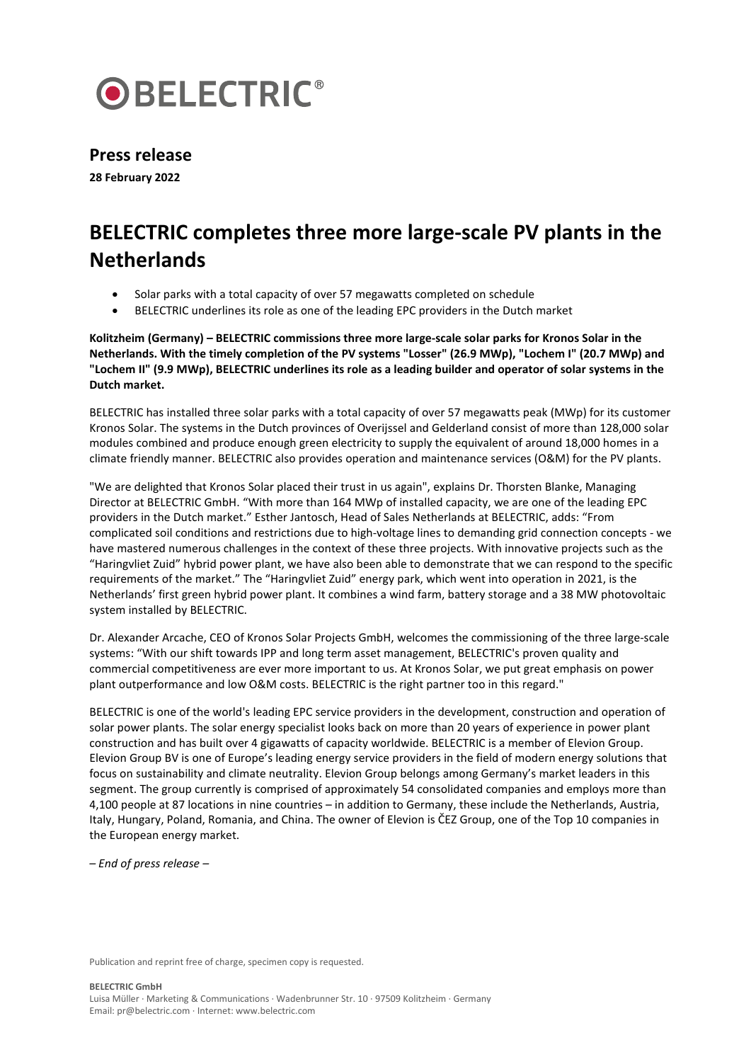BELECTRIC®

## Press release

**28 February 2022**

# BELECTRIC completes three more large-scale PV plants in the Netherlands

- Solar parks with a total capacity of over 57 megawatts completed on schedule
- BELECTRIC underlines its role as one of the leading EPC providers in the Dutch market

**Kolitzheim (Germany) – BELECTRIC commissions three more large-scale solar parks for Kronos Solar in the Netherlands. With the timely completion of the PV systems "Losser" (26.9 MWp), "Lochem I" (20.7 MWp) and "Lochem II" (9.9 MWp), BELECTRIC underlines its role as a leading builder and operator of solar systems in the Dutch market.**

BELECTRIC has installed three solar parks with a total capacity of over 57 megawatts peak (MWp) for its customer Kronos Solar. The systems in the Dutch provinces of Overijssel and Gelderland consist of more than 128,000 solar modules combined and produce enough green electricity to supply the equivalent of around 18,000 homes in a climate friendly manner. BELECTRIC also provides operation and maintenance services (O&M) for the PV plants.

"We are delighted that Kronos Solar placed their trust in us again", explains Dr. Thorsten Blanke, Managing Director at BELECTRIC GmbH. "With more than 164 MWp of installed capacity, we are one of the leading EPC providers in the Dutch market." Esther Jantosch, Head of Sales Netherlands at BELECTRIC, adds: "From complicated soil conditions and restrictions due to high-voltage lines to demanding grid connection concepts - we have mastered numerous challenges in the context of these three projects. With innovative projects such as the "Haringvliet Zuid" hybrid power plant, we have also been able to demonstrate that we can respond to the specific requirements of the market." The "Haringvliet Zuid" energy park, which went into operation in 2021, is the Netherlands' first green hybrid power plant. It combines a wind farm, battery storage and a 38 MW photovoltaic system installed by BELECTRIC.

Dr. Alexander Arcache, CEO of Kronos Solar Projects GmbH, welcomes the commissioning of the three large-scale systems: "With our shift towards IPP and long term asset management, BELECTRIC's proven quality and commercial competitiveness are ever more important to us. At Kronos Solar, we put great emphasis on power plant outperformance and low O&M costs. BELECTRIC is the right partner too in this regard."

BELECTRIC is one of the world's leading EPC service providers in the development, construction and operation of solar power plants. The solar energy specialist looks back on more than 20 years of experience in power plant construction and has built over 4 gigawatts of capacity worldwide. BELECTRIC is a member of Elevion Group. Elevion Group BV is one of Europe's leading energy service providers in the field of modern energy solutions that focus on sustainability and climate neutrality. Elevion Group belongs among Germany's market leaders in this segment. The group currently is comprised of approximately 54 consolidated companies and employs more than 4,100 people at 87 locations in nine countries – in addition to Germany, these include the Netherlands, Austria, Italy, Hungary, Poland, Romania, and China. The owner of Elevion is ČEZ Group, one of the Top 10 companies in the European energy market.

*– End of press release –*

Publication and reprint free of charge, specimen copy is requested.

**BELECTRIC GmbH**
Luisa Müller · Marketing & Communications · Wadenbrunner Str. 10 · 97509 Kolitzheim · Germany
Email: pr@belectric.com · Internet: www.belectric.com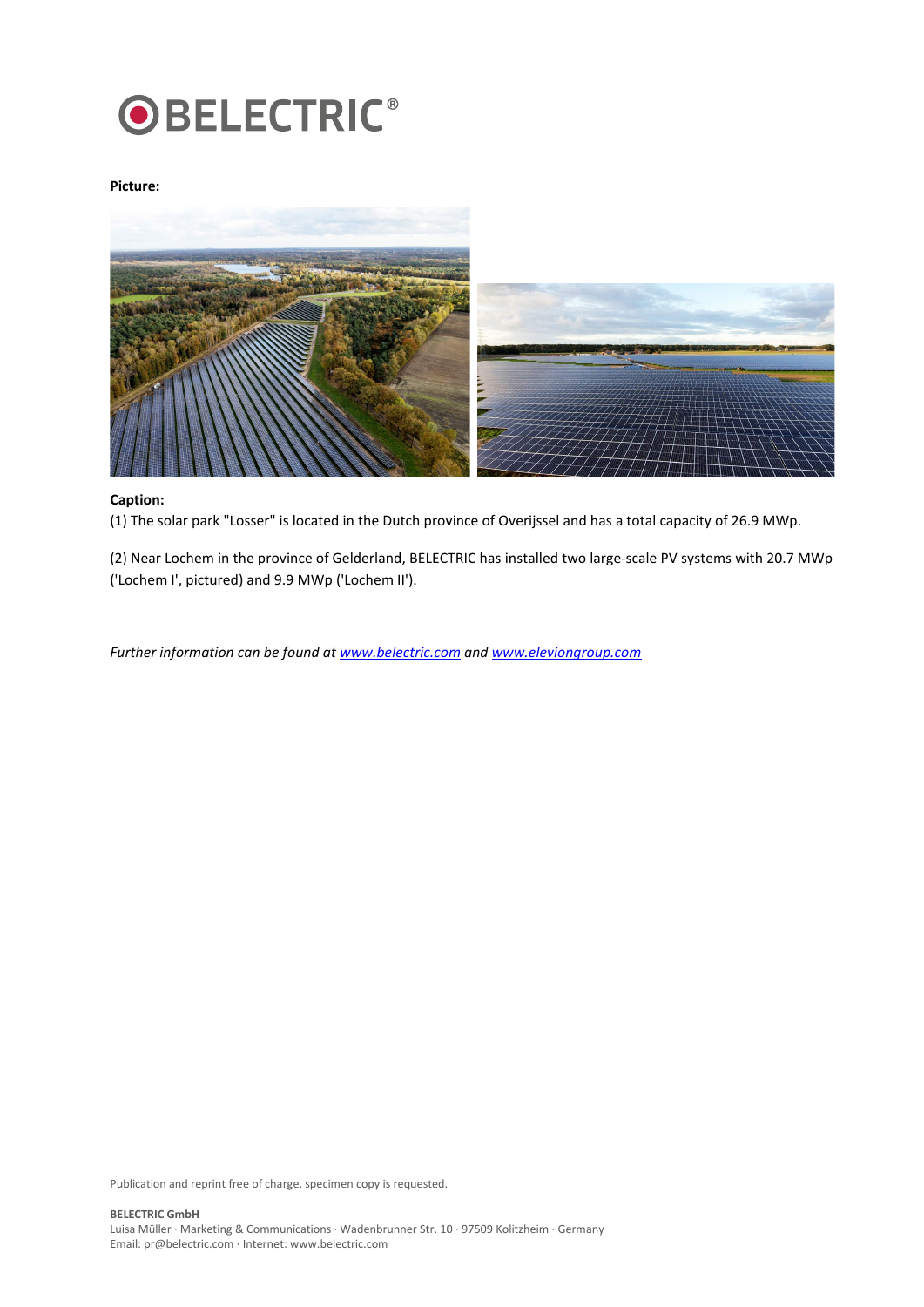**Picture:**

**Caption:**

(1) The solar park "Losser" is located in the Dutch province of Overijssel and has a total capacity of 26.9 MWp.

(2) Near Lochem in the province of Gelderland, BELECTRIC has installed two large-scale PV systems with 20.7 MWp ('Lochem I', pictured) and 9.9 MWp ('Lochem II').

*Further information can be found at [www.belectric.com](http://www.belectric.com) and [www.eleviongroup.com](http://www.eleviongroup.com)*

Publication and reprint free of charge, specimen copy is requested.

**BELECTRIC GmbH**
Luisa Müller · Marketing & Communications · Wadenbrunner Str. 10 · 97509 Kolitzheim · Germany
Email: pr@belectric.com · Internet: www.belectric.com